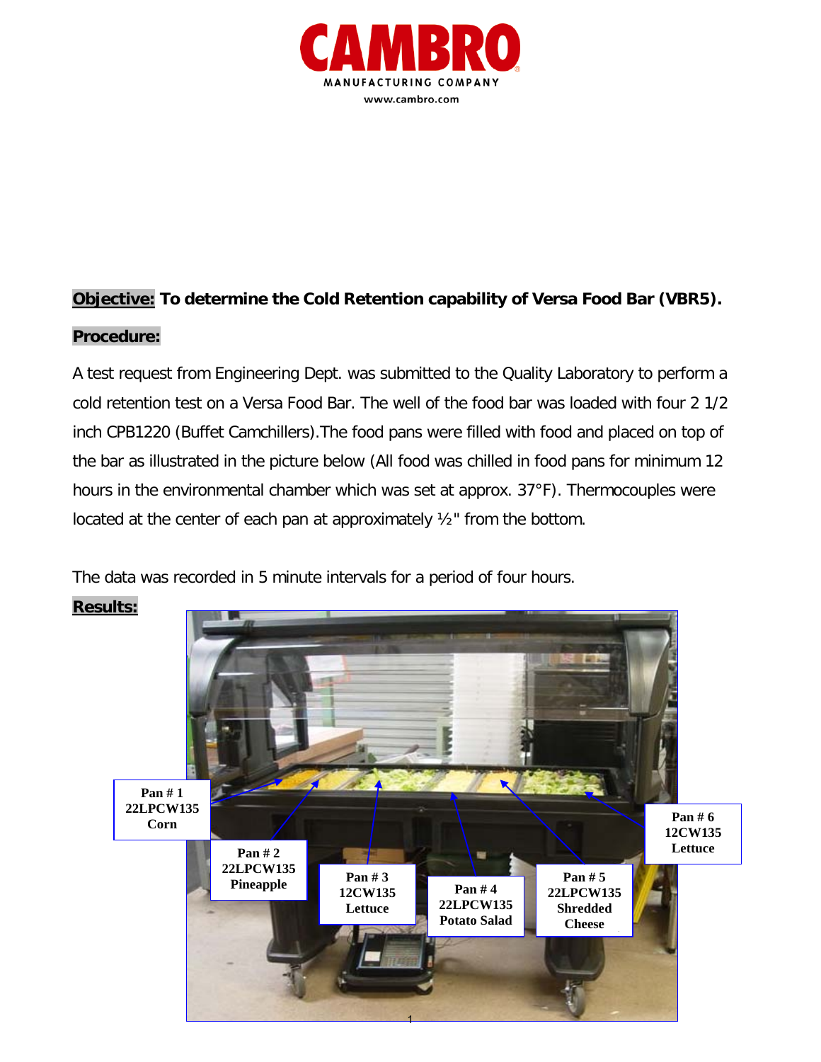**CAMBRO**

MANUFACTURING COMPANY

www.cambro.com

**Objective:** **To determine the Cold Retention capability of Versa Food Bar (VBR5).**

**Procedure:**

A test request from Engineering Dept. was submitted to the Quality Laboratory to perform a cold retention test on a Versa Food Bar. The well of the food bar was loaded with four 2 1/2 inch CPB1220 (Buffet Camchillers).The food pans were filled with food and placed on top of the bar as illustrated in the picture below (All food was chilled in food pans for minimum 12 hours in the environmental chamber which was set at approx. 37°F). Thermocouples were located at the center of each pan at approximately ½" from the bottom.

The data was recorded in 5 minute intervals for a period of four hours.

**Results:**

Pan # 1
22LPCW135
Corn

Pan # 2
22LPCW135
Pineapple

Pan # 3
12CW135
Lettuce

Pan # 4
22LPCW135
Potato Salad

Pan # 5
22LPCW135
Shredded Cheese

Pan # 6
12CW135
Lettuce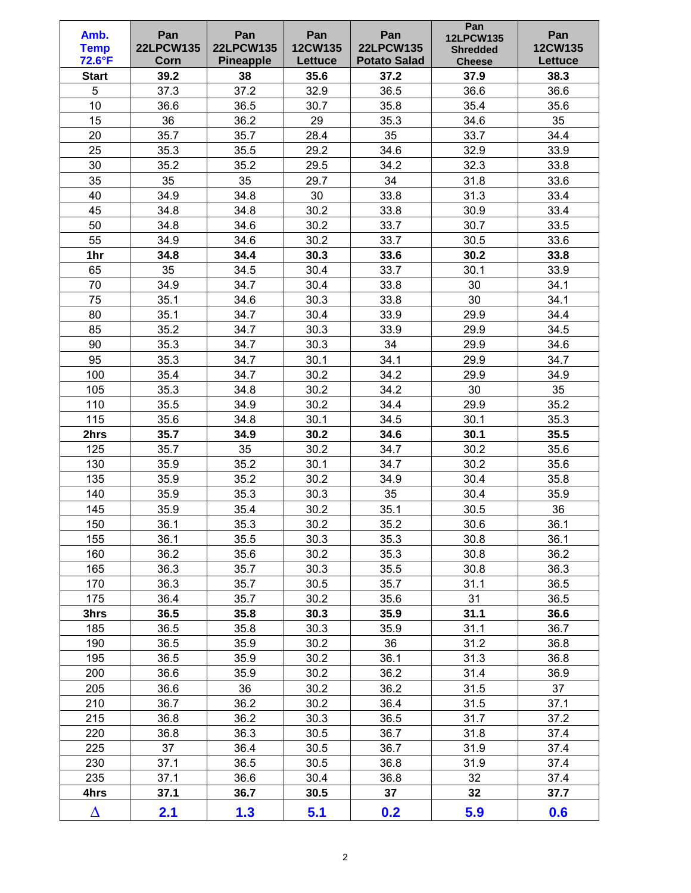| Amb. Temp 72.6°F | Pan 22LPCW135 Corn | Pan 22LPCW135 Pineapple | Pan 12CW135 Lettuce | Pan 22LPCW135 Potato Salad | Pan 12LPCW135 Shredded Cheese | Pan 12CW135 Lettuce |
|---|---|---|---|---|---|---|
| **Start** | **39.2** | **38** | **35.6** | **37.2** | **37.9** | **38.3** |
| 5 | 37.3 | 37.2 | 32.9 | 36.5 | 36.6 | 36.6 |
| 10 | 36.6 | 36.5 | 30.7 | 35.8 | 35.4 | 35.6 |
| 15 | 36 | 36.2 | 29 | 35.3 | 34.6 | 35 |
| 20 | 35.7 | 35.7 | 28.4 | 35 | 33.7 | 34.4 |
| 25 | 35.3 | 35.5 | 29.2 | 34.6 | 32.9 | 33.9 |
| 30 | 35.2 | 35.2 | 29.5 | 34.2 | 32.3 | 33.8 |
| 35 | 35 | 35 | 29.7 | 34 | 31.8 | 33.6 |
| 40 | 34.9 | 34.8 | 30 | 33.8 | 31.3 | 33.4 |
| 45 | 34.8 | 34.8 | 30.2 | 33.8 | 30.9 | 33.4 |
| 50 | 34.8 | 34.6 | 30.2 | 33.7 | 30.7 | 33.5 |
| 55 | 34.9 | 34.6 | 30.2 | 33.7 | 30.5 | 33.6 |
| **1hr** | **34.8** | **34.4** | **30.3** | **33.6** | **30.2** | **33.8** |
| 65 | 35 | 34.5 | 30.4 | 33.7 | 30.1 | 33.9 |
| 70 | 34.9 | 34.7 | 30.4 | 33.8 | 30 | 34.1 |
| 75 | 35.1 | 34.6 | 30.3 | 33.8 | 30 | 34.1 |
| 80 | 35.1 | 34.7 | 30.4 | 33.9 | 29.9 | 34.4 |
| 85 | 35.2 | 34.7 | 30.3 | 33.9 | 29.9 | 34.5 |
| 90 | 35.3 | 34.7 | 30.3 | 34 | 29.9 | 34.6 |
| 95 | 35.3 | 34.7 | 30.1 | 34.1 | 29.9 | 34.7 |
| 100 | 35.4 | 34.7 | 30.2 | 34.2 | 29.9 | 34.9 |
| 105 | 35.3 | 34.8 | 30.2 | 34.2 | 30 | 35 |
| 110 | 35.5 | 34.9 | 30.2 | 34.4 | 29.9 | 35.2 |
| 115 | 35.6 | 34.8 | 30.1 | 34.5 | 30.1 | 35.3 |
| **2hrs** | **35.7** | **34.9** | **30.2** | **34.6** | **30.1** | **35.5** |
| 125 | 35.7 | 35 | 30.2 | 34.7 | 30.2 | 35.6 |
| 130 | 35.9 | 35.2 | 30.1 | 34.7 | 30.2 | 35.6 |
| 135 | 35.9 | 35.2 | 30.2 | 34.9 | 30.4 | 35.8 |
| 140 | 35.9 | 35.3 | 30.3 | 35 | 30.4 | 35.9 |
| 145 | 35.9 | 35.4 | 30.2 | 35.1 | 30.5 | 36 |
| 150 | 36.1 | 35.3 | 30.2 | 35.2 | 30.6 | 36.1 |
| 155 | 36.1 | 35.5 | 30.3 | 35.3 | 30.8 | 36.1 |
| 160 | 36.2 | 35.6 | 30.2 | 35.3 | 30.8 | 36.2 |
| 165 | 36.3 | 35.7 | 30.3 | 35.5 | 30.8 | 36.3 |
| 170 | 36.3 | 35.7 | 30.5 | 35.7 | 31.1 | 36.5 |
| 175 | 36.4 | 35.7 | 30.2 | 35.6 | 31 | 36.5 |
| **3hrs** | **36.5** | **35.8** | **30.3** | **35.9** | **31.1** | **36.6** |
| 185 | 36.5 | 35.8 | 30.3 | 35.9 | 31.1 | 36.7 |
| 190 | 36.5 | 35.9 | 30.2 | 36 | 31.2 | 36.8 |
| 195 | 36.5 | 35.9 | 30.2 | 36.1 | 31.3 | 36.8 |
| 200 | 36.6 | 35.9 | 30.2 | 36.2 | 31.4 | 36.9 |
| 205 | 36.6 | 36 | 30.2 | 36.2 | 31.5 | 37 |
| 210 | 36.7 | 36.2 | 30.2 | 36.4 | 31.5 | 37.1 |
| 215 | 36.8 | 36.2 | 30.3 | 36.5 | 31.7 | 37.2 |
| 220 | 36.8 | 36.3 | 30.5 | 36.7 | 31.8 | 37.4 |
| 225 | 37 | 36.4 | 30.5 | 36.7 | 31.9 | 37.4 |
| 230 | 37.1 | 36.5 | 30.5 | 36.8 | 31.9 | 37.4 |
| 235 | 37.1 | 36.6 | 30.4 | 36.8 | 32 | 37.4 |
| **4hrs** | **37.1** | **36.7** | **30.5** | **37** | **32** | **37.7** |
| Δ | **2.1** | **1.3** | **5.1** | **0.2** | **5.9** | **0.6** |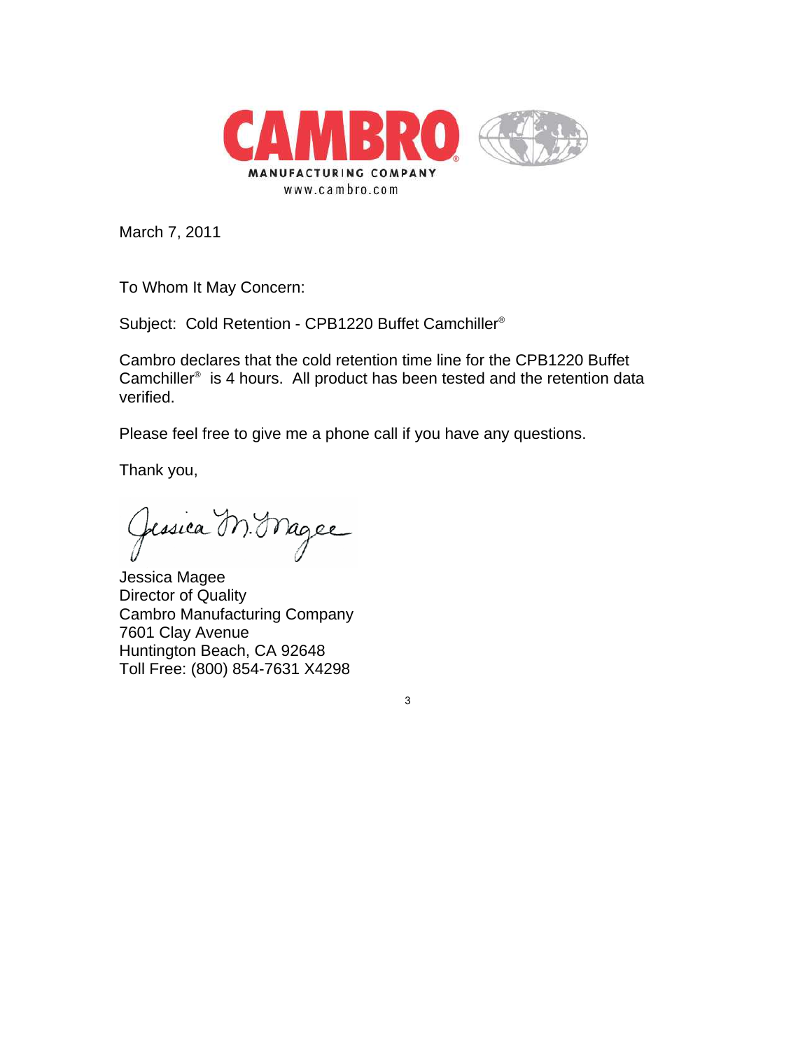**CAMBRO**

MANUFACTURING COMPANY

www.cambro.com

March 7, 2011

To Whom It May Concern:

Subject: Cold Retention - CPB1220 Buffet Camchiller®

Cambro declares that the cold retention time line for the CPB1220 Buffet Camchiller® is 4 hours. All product has been tested and the retention data verified.

Please feel free to give me a phone call if you have any questions.

Thank you,

Jessica Magee
Director of Quality
Cambro Manufacturing Company
7601 Clay Avenue
Huntington Beach, CA 92648
Toll Free: (800) 854-7631 X4298